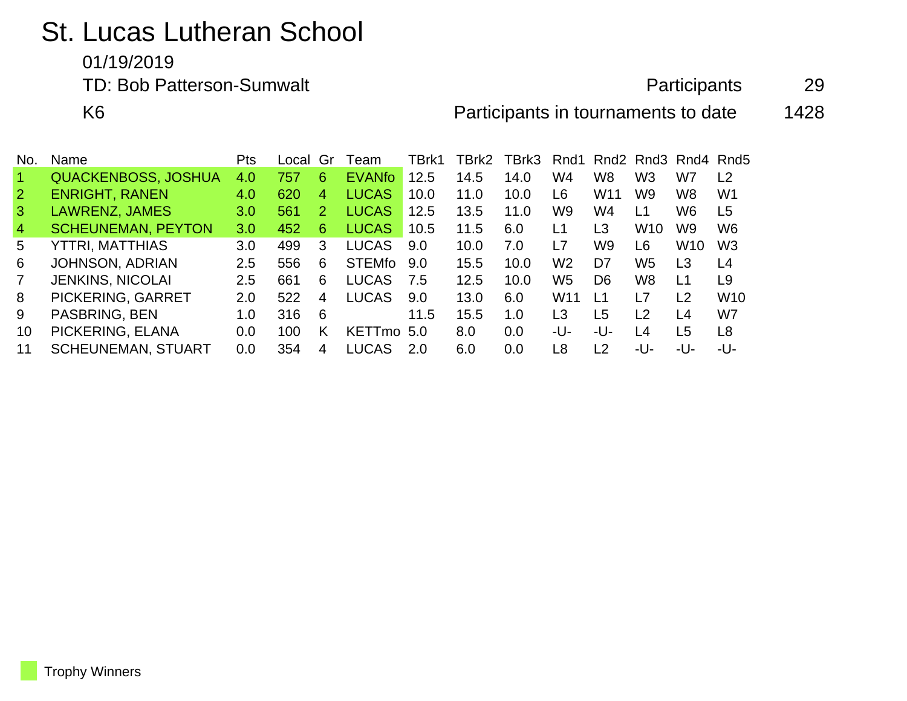# St. Lucas Lutheran School

01/19/2019

TD: Bob Patterson-Sumwalt

K6

Participants 29

Participants in tournaments to date 1428

| No. | Name | Pts | Local | Gr | Team | TBrk1 | TBrk2 | TBrk3 | Rnd1 | Rnd2 | Rnd3 | Rnd4 | Rnd5 |
|---|---|---|---|---|---|---|---|---|---|---|---|---|---|
| 1 | QUACKENBOSS, JOSHUA | 4.0 | 757 | 6 | EVANfo | 12.5 | 14.5 | 14.0 | W4 | W8 | W3 | W7 | L2 |
| 2 | ENRIGHT, RANEN | 4.0 | 620 | 4 | LUCAS | 10.0 | 11.0 | 10.0 | L6 | W11 | W9 | W8 | W1 |
| 3 | LAWRENZ, JAMES | 3.0 | 561 | 2 | LUCAS | 12.5 | 13.5 | 11.0 | W9 | W4 | L1 | W6 | L5 |
| 4 | SCHEUNEMAN, PEYTON | 3.0 | 452 | 6 | LUCAS | 10.5 | 11.5 | 6.0 | L1 | L3 | W10 | W9 | W6 |
| 5 | YTTRI, MATTHIAS | 3.0 | 499 | 3 | LUCAS | 9.0 | 10.0 | 7.0 | L7 | W9 | L6 | W10 | W3 |
| 6 | JOHNSON, ADRIAN | 2.5 | 556 | 6 | STEMfo | 9.0 | 15.5 | 10.0 | W2 | D7 | W5 | L3 | L4 |
| 7 | JENKINS, NICOLAI | 2.5 | 661 | 6 | LUCAS | 7.5 | 12.5 | 10.0 | W5 | D6 | W8 | L1 | L9 |
| 8 | PICKERING, GARRET | 2.0 | 522 | 4 | LUCAS | 9.0 | 13.0 | 6.0 | W11 | L1 | L7 | L2 | W10 |
| 9 | PASBRING, BEN | 1.0 | 316 | 6 | | 11.5 | 15.5 | 1.0 | L3 | L5 | L2 | L4 | W7 |
| 10 | PICKERING, ELANA | 0.0 | 100 | K | KETTmo | 5.0 | 8.0 | 0.0 | -U- | -U- | L4 | L5 | L8 |
| 11 | SCHEUNEMAN, STUART | 0.0 | 354 | 4 | LUCAS | 2.0 | 6.0 | 0.0 | L8 | L2 | -U- | -U- | -U- |

Trophy Winners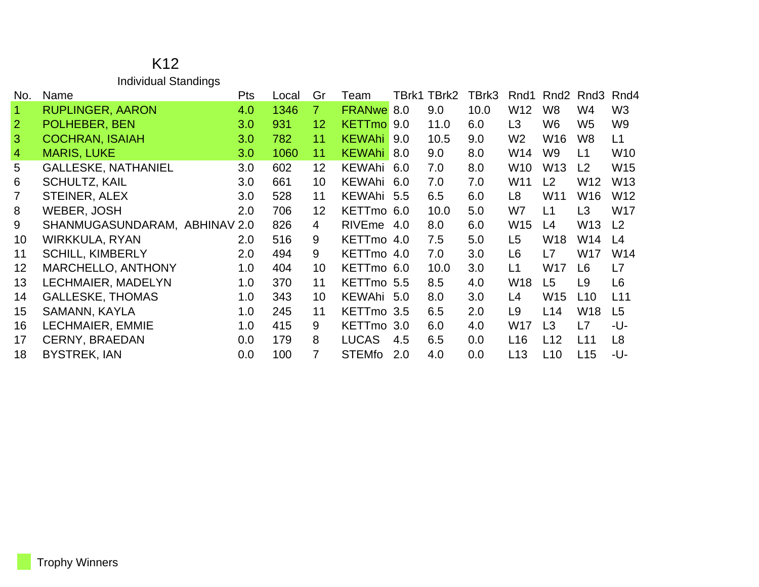# K12

## Individual Standings

| No. | Name | Pts | Local | Gr | Team | TBrk1 | TBrk2 | TBrk3 | Rnd1 | Rnd2 | Rnd3 | Rnd4 |
|---|---|---|---|---|---|---|---|---|---|---|---|---|
| 1 | RUPLINGER, AARON | 4.0 | 1346 | 7 | FRANwe | 8.0 | 9.0 | 10.0 | W12 | W8 | W4 | W3 |
| 2 | POLHEBER, BEN | 3.0 | 931 | 12 | KETTmo | 9.0 | 11.0 | 6.0 | L3 | W6 | W5 | W9 |
| 3 | COCHRAN, ISAIAH | 3.0 | 782 | 11 | KEWAhi | 9.0 | 10.5 | 9.0 | W2 | W16 | W8 | L1 |
| 4 | MARIS, LUKE | 3.0 | 1060 | 11 | KEWAhi | 8.0 | 9.0 | 8.0 | W14 | W9 | L1 | W10 |
| 5 | GALLESKE, NATHANIEL | 3.0 | 602 | 12 | KEWAhi | 6.0 | 7.0 | 8.0 | W10 | W13 | L2 | W15 |
| 6 | SCHULTZ, KAIL | 3.0 | 661 | 10 | KEWAhi | 6.0 | 7.0 | 7.0 | W11 | L2 | W12 | W13 |
| 7 | STEINER, ALEX | 3.0 | 528 | 11 | KEWAhi | 5.5 | 6.5 | 6.0 | L8 | W11 | W16 | W12 |
| 8 | WEBER, JOSH | 2.0 | 706 | 12 | KETTmo | 6.0 | 10.0 | 5.0 | W7 | L1 | L3 | W17 |
| 9 | SHANMUGASUNDARAM, ABHINAV | 2.0 | 826 | 4 | RIVEme | 4.0 | 8.0 | 6.0 | W15 | L4 | W13 | L2 |
| 10 | WIRKKULA, RYAN | 2.0 | 516 | 9 | KETTmo | 4.0 | 7.5 | 5.0 | L5 | W18 | W14 | L4 |
| 11 | SCHILL, KIMBERLY | 2.0 | 494 | 9 | KETTmo | 4.0 | 7.0 | 3.0 | L6 | L7 | W17 | W14 |
| 12 | MARCHELLO, ANTHONY | 1.0 | 404 | 10 | KETTmo | 6.0 | 10.0 | 3.0 | L1 | W17 | L6 | L7 |
| 13 | LECHMAIER, MADELYN | 1.0 | 370 | 11 | KETTmo | 5.5 | 8.5 | 4.0 | W18 | L5 | L9 | L6 |
| 14 | GALLESKE, THOMAS | 1.0 | 343 | 10 | KEWAhi | 5.0 | 8.0 | 3.0 | L4 | W15 | L10 | L11 |
| 15 | SAMANN, KAYLA | 1.0 | 245 | 11 | KETTmo | 3.5 | 6.5 | 2.0 | L9 | L14 | W18 | L5 |
| 16 | LECHMAIER, EMMIE | 1.0 | 415 | 9 | KETTmo | 3.0 | 6.0 | 4.0 | W17 | L3 | L7 | -U- |
| 17 | CERNY, BRAEDAN | 0.0 | 179 | 8 | LUCAS | 4.5 | 6.5 | 0.0 | L16 | L12 | L11 | L8 |
| 18 | BYSTREK, IAN | 0.0 | 100 | 7 | STEMfo | 2.0 | 4.0 | 0.0 | L13 | L10 | L15 | -U- |

Trophy Winners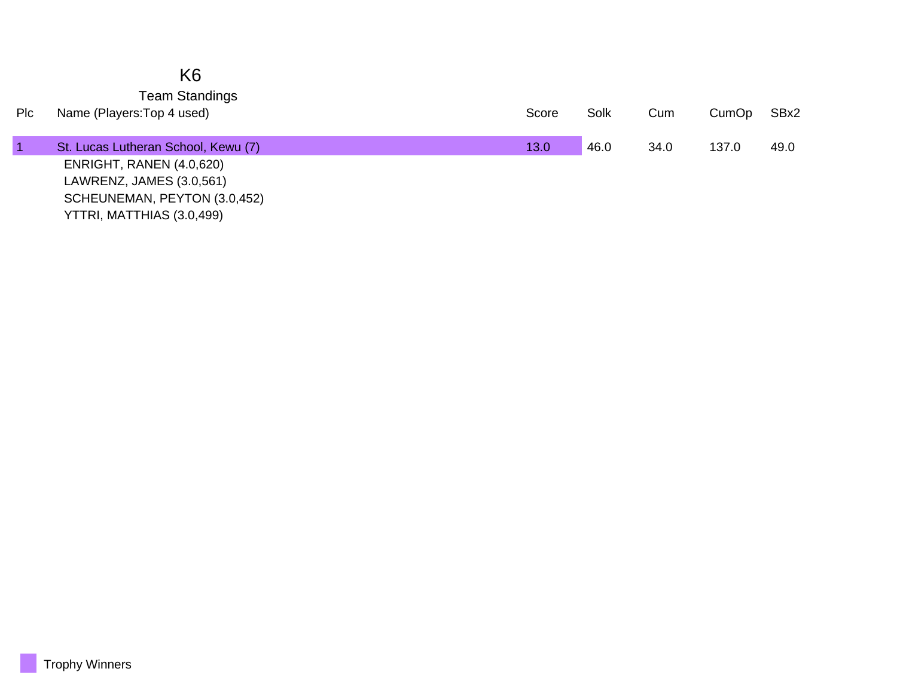# K6

## Team Standings

| Plc | Name (Players:Top 4 used) | Score | Solk | Cum | CumOp | SBx2 |
|---|---|---|---|---|---|---|
| 1 | St. Lucas Lutheran School, Kewu (7) | 13.0 | 46.0 | 34.0 | 137.0 | 49.0 |
| | ENRIGHT, RANEN (4.0,620) | | | | | |
| | LAWRENZ, JAMES (3.0,561) | | | | | |
| | SCHEUNEMAN, PEYTON (3.0,452) | | | | | |
| | YTTRI, MATTHIAS (3.0,499) | | | | | |

Trophy Winners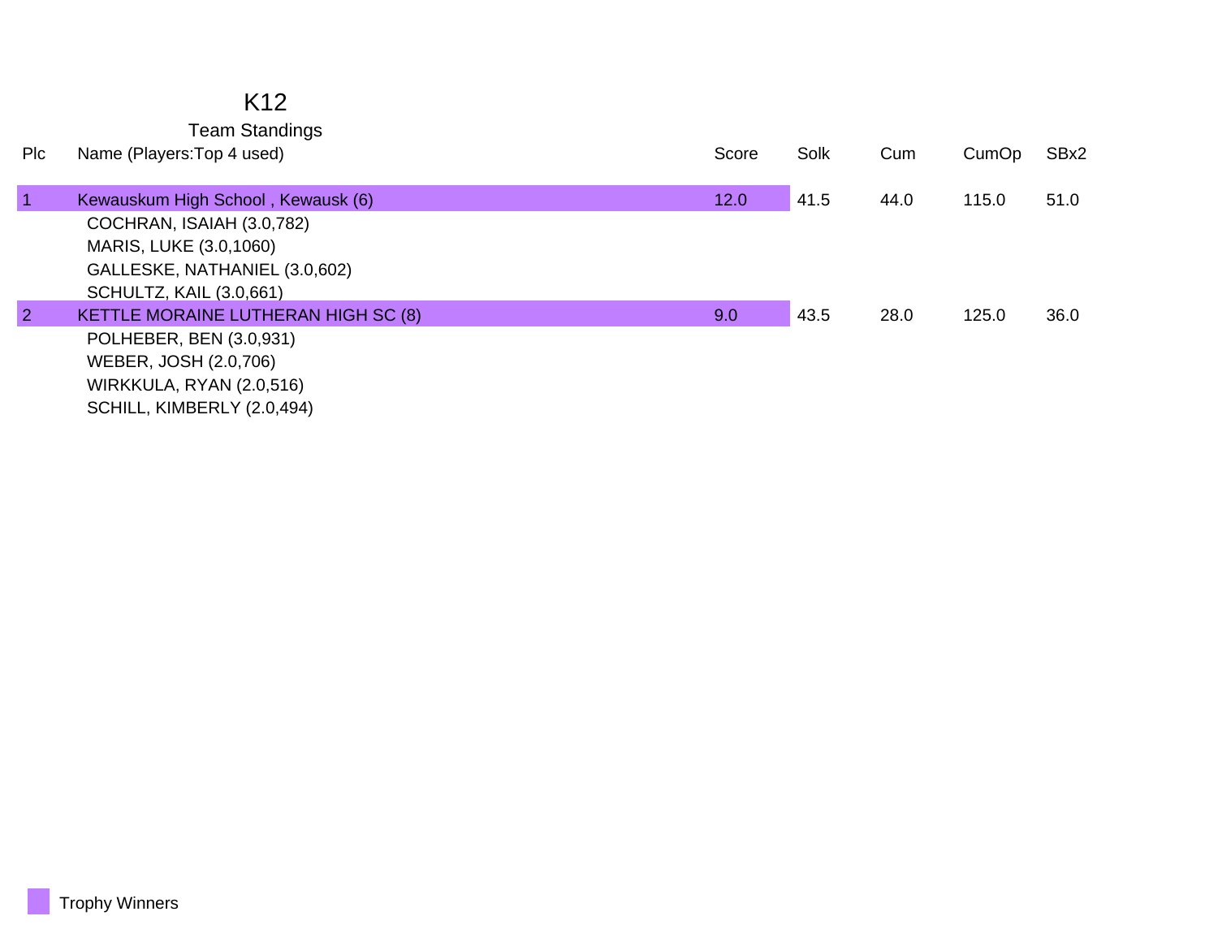# K12

## Team Standings

| Plc | Name (Players:Top 4 used) | Score | Solk | Cum | CumOp | SBx2 |
|---|---|---|---|---|---|---|
| 1 | Kewauskum High School , Kewausk (6) | 12.0 | 41.5 | 44.0 | 115.0 | 51.0 |
| | COCHRAN, ISAIAH (3.0,782) | | | | | |
| | MARIS, LUKE (3.0,1060) | | | | | |
| | GALLESKE, NATHANIEL (3.0,602) | | | | | |
| | SCHULTZ, KAIL (3.0,661) | | | | | |
| 2 | KETTLE MORAINE LUTHERAN HIGH SC (8) | 9.0 | 43.5 | 28.0 | 125.0 | 36.0 |
| | POLHEBER, BEN (3.0,931) | | | | | |
| | WEBER, JOSH (2.0,706) | | | | | |
| | WIRKKULA, RYAN (2.0,516) | | | | | |
| | SCHILL, KIMBERLY (2.0,494) | | | | | |

Trophy Winners